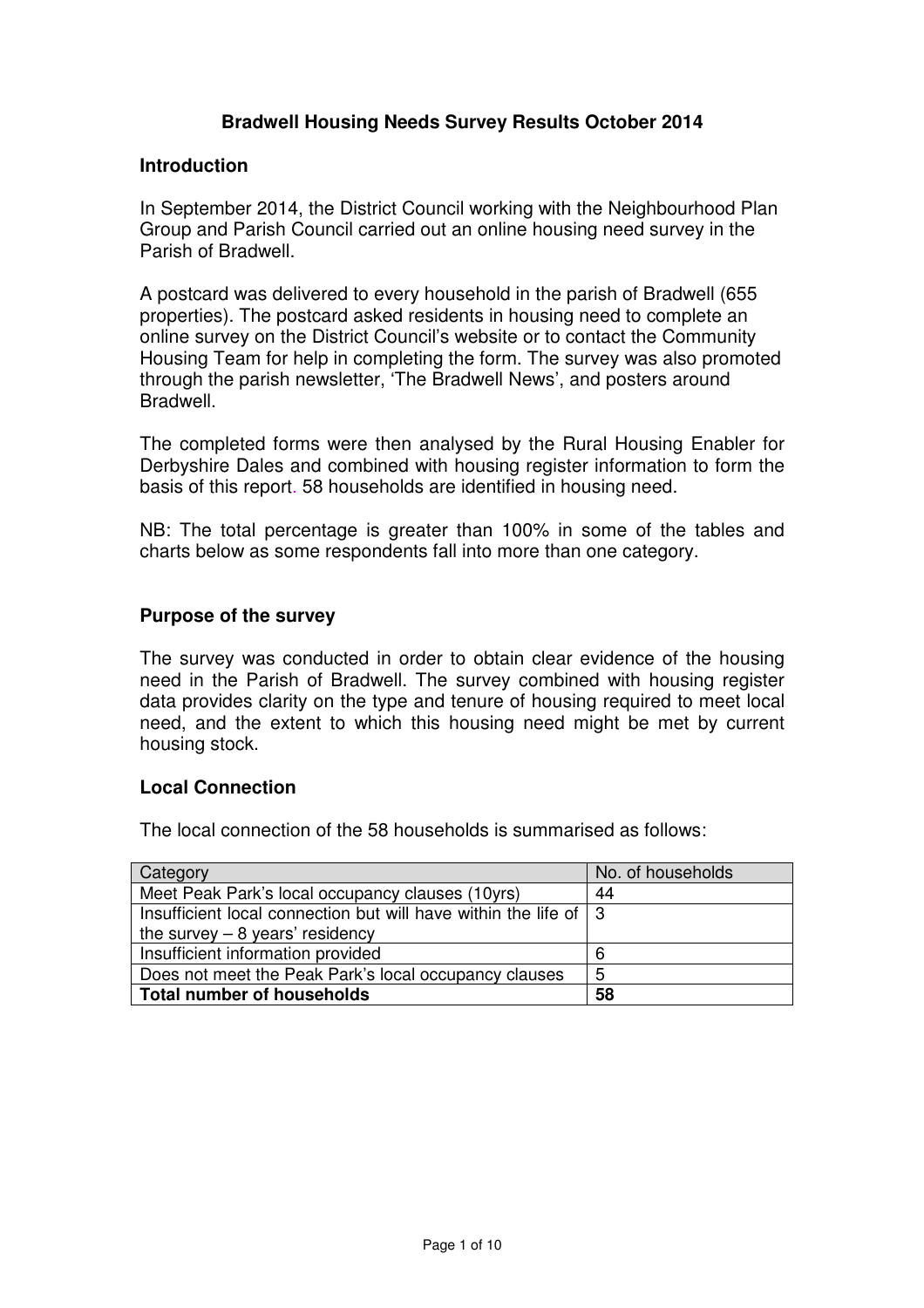# Bradwell Housing Needs Survey Results October 2014

## Introduction

In September 2014, the District Council working with the Neighbourhood Plan Group and Parish Council carried out an online housing need survey in the Parish of Bradwell.

A postcard was delivered to every household in the parish of Bradwell (655 properties). The postcard asked residents in housing need to complete an online survey on the District Council's website or to contact the Community Housing Team for help in completing the form. The survey was also promoted through the parish newsletter, 'The Bradwell News', and posters around Bradwell.

The completed forms were then analysed by the Rural Housing Enabler for Derbyshire Dales and combined with housing register information to form the basis of this report. 58 households are identified in housing need.

NB: The total percentage is greater than 100% in some of the tables and charts below as some respondents fall into more than one category.

## Purpose of the survey

The survey was conducted in order to obtain clear evidence of the housing need in the Parish of Bradwell. The survey combined with housing register data provides clarity on the type and tenure of housing required to meet local need, and the extent to which this housing need might be met by current housing stock.

## Local Connection

The local connection of the 58 households is summarised as follows:

| Category | No. of households |
|---|---|
| Meet Peak Park's local occupancy clauses (10yrs) | 44 |
| Insufficient local connection but will have within the life of the survey – 8 years' residency | 3 |
| Insufficient information provided | 6 |
| Does not meet the Peak Park's local occupancy clauses | 5 |
| **Total number of households** | **58** |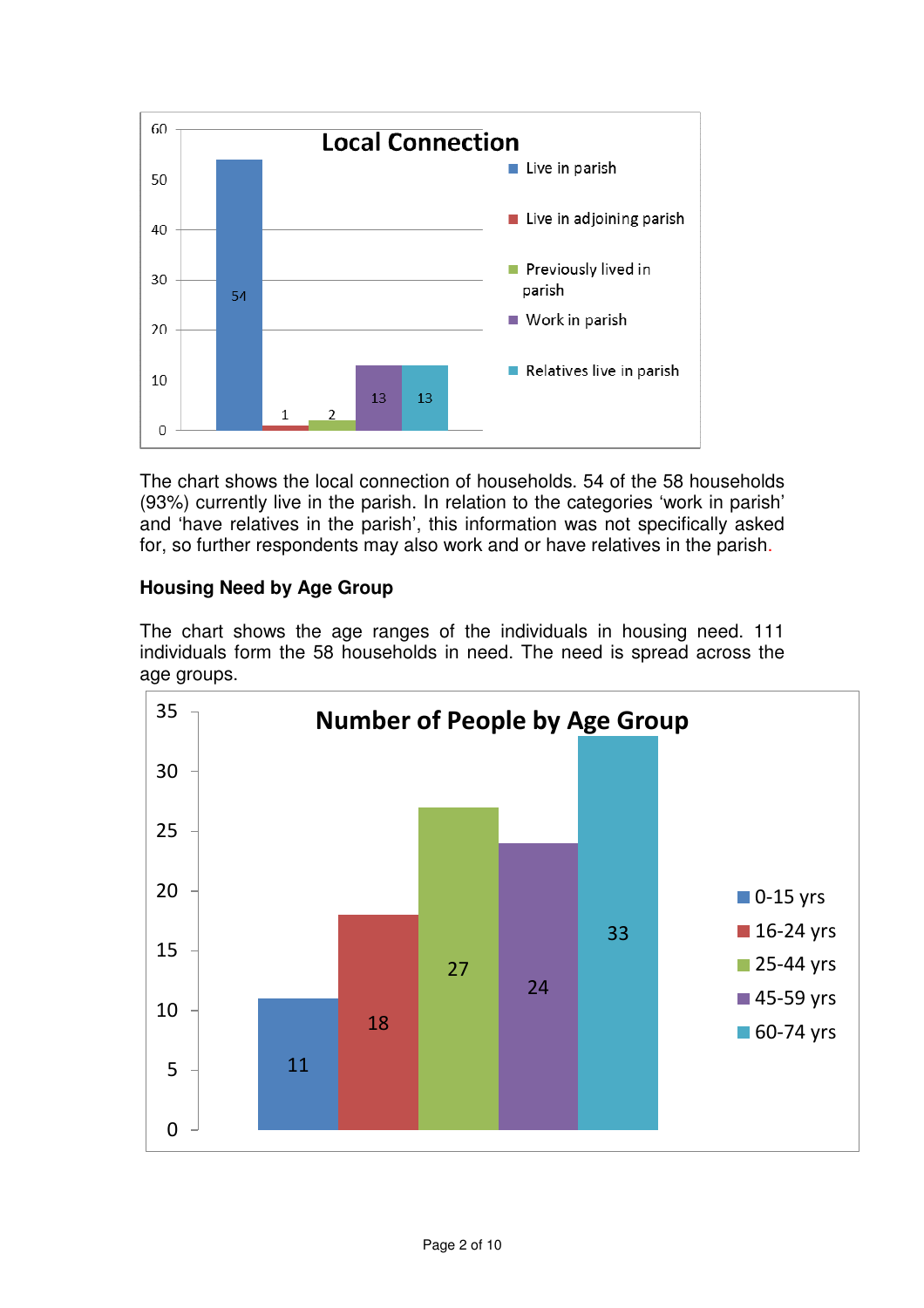The chart shows the local connection of households. 54 of the 58 households (93%) currently live in the parish. In relation to the categories 'work in parish' and 'have relatives in the parish', this information was not specifically asked for, so further respondents may also work and or have relatives in the parish.

### Housing Need by Age Group

The chart shows the age ranges of the individuals in housing need. 111 individuals form the 58 households in need. The need is spread across the age groups.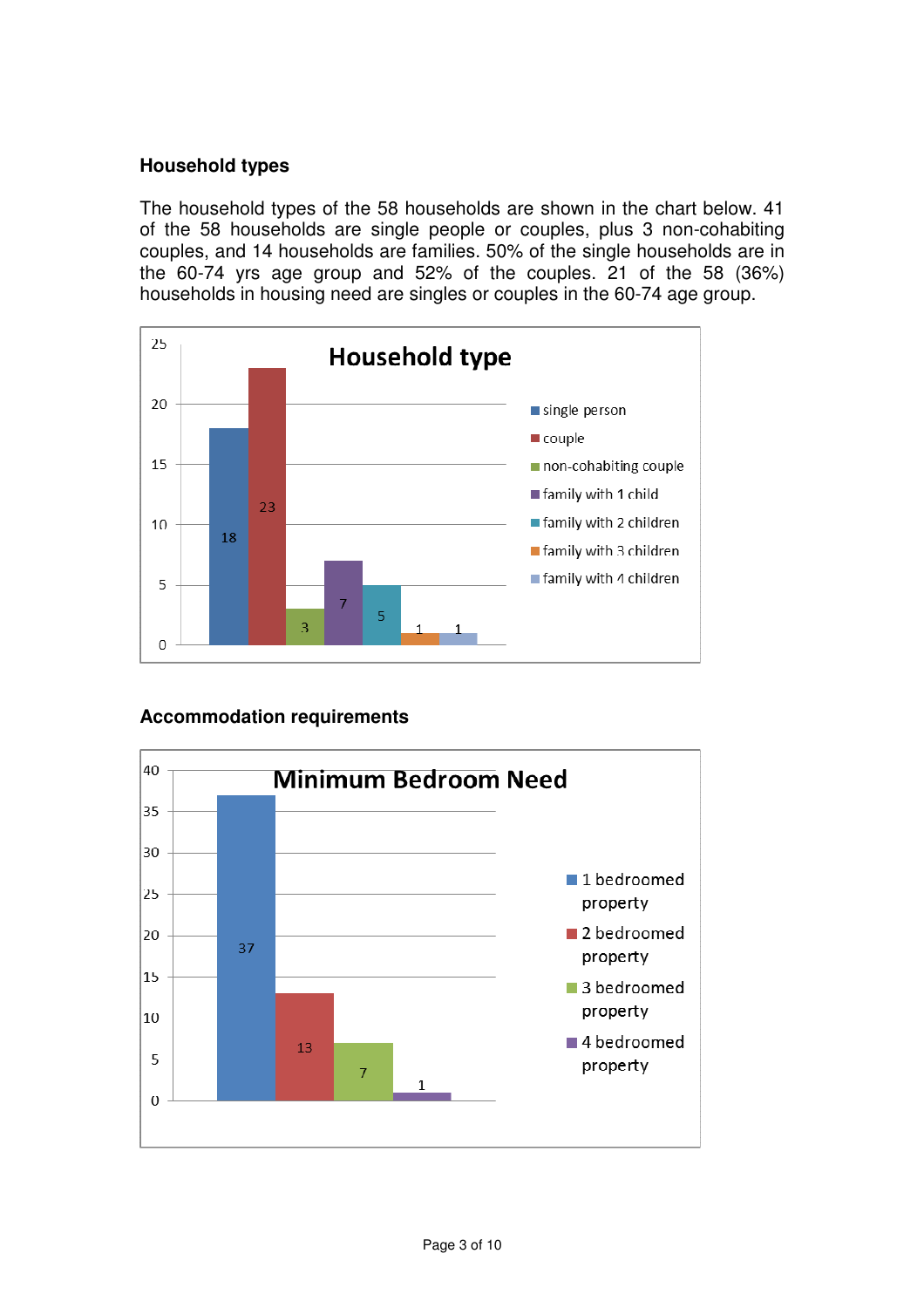## Household types

The household types of the 58 households are shown in the chart below. 41 of the 58 households are single people or couples, plus 3 non-cohabiting couples, and 14 households are families. 50% of the single households are in the 60-74 yrs age group and 52% of the couples. 21 of the 58 (36%) households in housing need are singles or couples in the 60-74 age group.

**Household type**

| Household type | Number |
|---|---|
| single person | 18 |
| couple | 23 |
| non-cohabiting couple | 3 |
| family with 1 child | 7 |
| family with 2 children | 5 |
| family with 3 children | 1 |
| family with 4 children | 1 |

## Accommodation requirements

**Minimum Bedroom Need**

| Property | Number |
|---|---|
| 1 bedroomed property | 37 |
| 2 bedroomed property | 13 |
| 3 bedroomed property | 7 |
| 4 bedroomed property | 1 |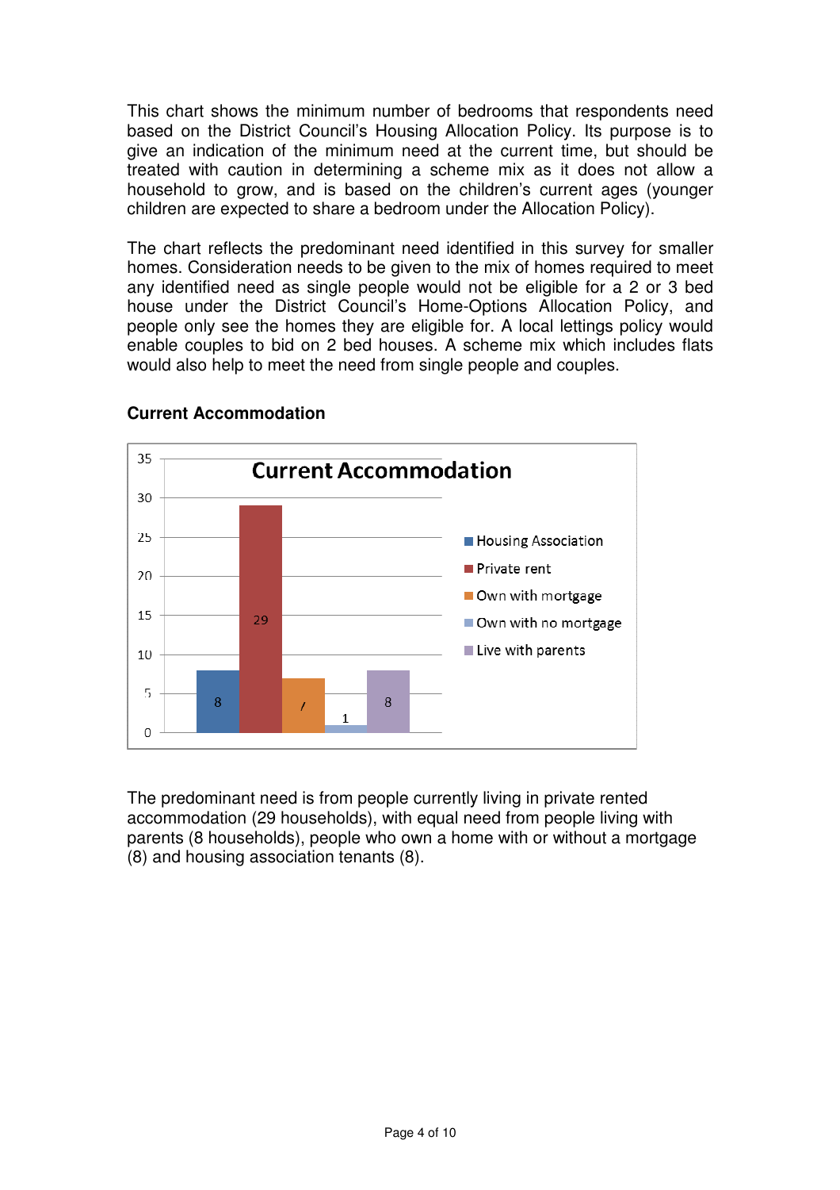This chart shows the minimum number of bedrooms that respondents need based on the District Council's Housing Allocation Policy. Its purpose is to give an indication of the minimum need at the current time, but should be treated with caution in determining a scheme mix as it does not allow a household to grow, and is based on the children's current ages (younger children are expected to share a bedroom under the Allocation Policy).

The chart reflects the predominant need identified in this survey for smaller homes. Consideration needs to be given to the mix of homes required to meet any identified need as single people would not be eligible for a 2 or 3 bed house under the District Council's Home-Options Allocation Policy, and people only see the homes they are eligible for. A local lettings policy would enable couples to bid on 2 bed houses. A scheme mix which includes flats would also help to meet the need from single people and couples.

**Current Accommodation**

| Current Accommodation | Households |
|---|---|
| Housing Association | 8 |
| Private rent | 29 |
| Own with mortgage | 7 |
| Own with no mortgage | 1 |
| Live with parents | 8 |

The predominant need is from people currently living in private rented accommodation (29 households), with equal need from people living with parents (8 households), people who own a home with or without a mortgage (8) and housing association tenants (8).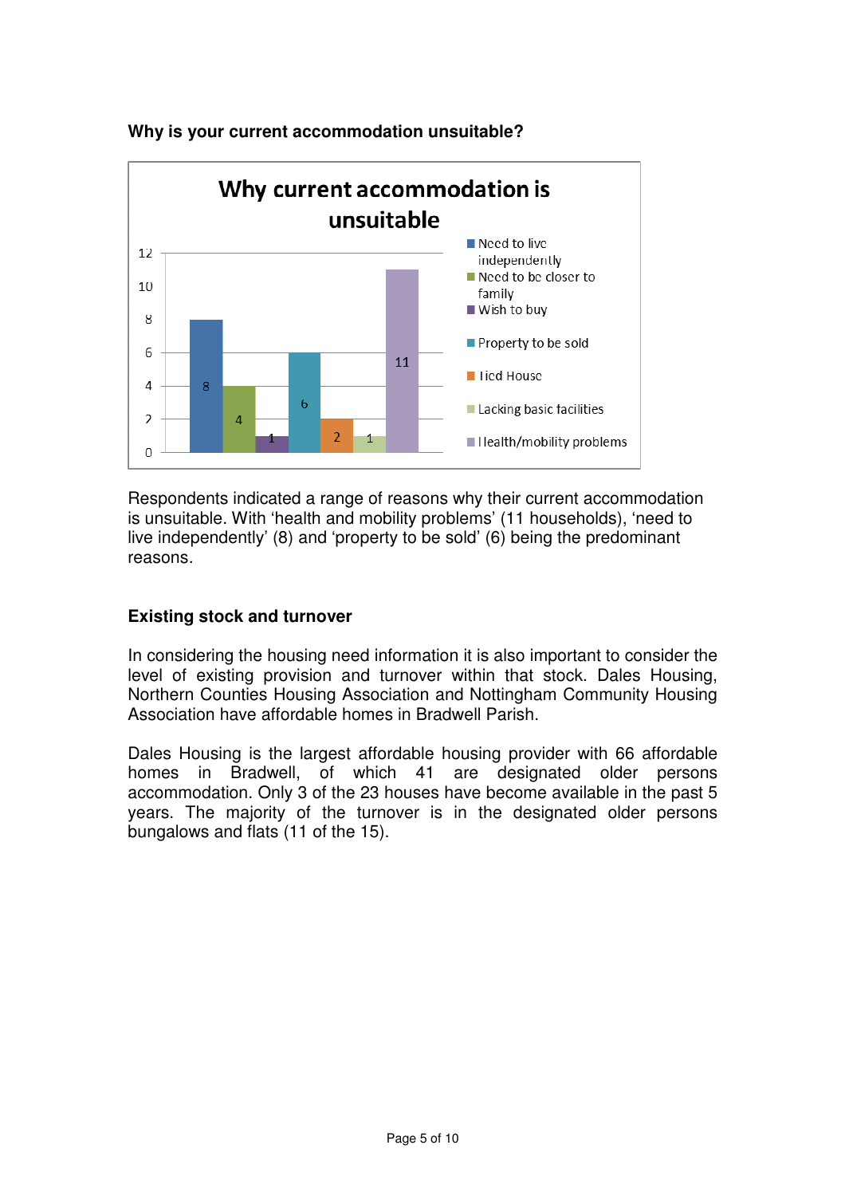**Why is your current accommodation unsuitable?**

Respondents indicated a range of reasons why their current accommodation is unsuitable. With 'health and mobility problems' (11 households), 'need to live independently' (8) and 'property to be sold' (6) being the predominant reasons.

**Existing stock and turnover**

In considering the housing need information it is also important to consider the level of existing provision and turnover within that stock. Dales Housing, Northern Counties Housing Association and Nottingham Community Housing Association have affordable homes in Bradwell Parish.

Dales Housing is the largest affordable housing provider with 66 affordable homes in Bradwell, of which 41 are designated older persons accommodation. Only 3 of the 23 houses have become available in the past 5 years. The majority of the turnover is in the designated older persons bungalows and flats (11 of the 15).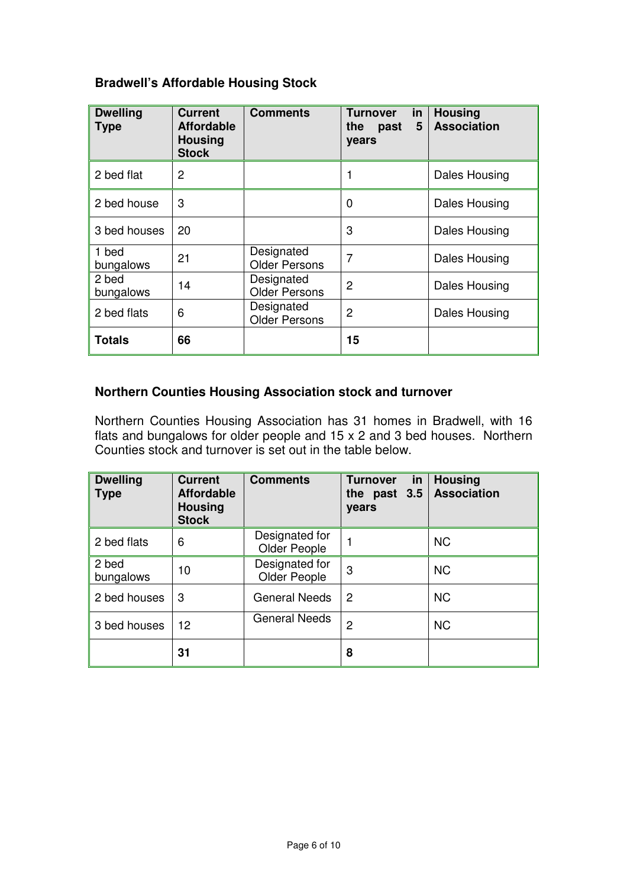**Bradwell's Affordable Housing Stock**

| Dwelling Type | Current Affordable Housing Stock | Comments | Turnover in the past 5 years | Housing Association |
|---|---|---|---|---|
| 2 bed flat | 2 | | 1 | Dales Housing |
| 2 bed house | 3 | | 0 | Dales Housing |
| 3 bed houses | 20 | | 3 | Dales Housing |
| 1 bed bungalows | 21 | Designated Older Persons | 7 | Dales Housing |
| 2 bed bungalows | 14 | Designated Older Persons | 2 | Dales Housing |
| 2 bed flats | 6 | Designated Older Persons | 2 | Dales Housing |
| **Totals** | **66** | | **15** | |

**Northern Counties Housing Association stock and turnover**

Northern Counties Housing Association has 31 homes in Bradwell, with 16 flats and bungalows for older people and 15 x 2 and 3 bed houses. Northern Counties stock and turnover is set out in the table below.

| Dwelling Type | Current Affordable Housing Stock | Comments | Turnover in the past 3.5 years | Housing Association |
|---|---|---|---|---|
| 2 bed flats | 6 | Designated for Older People | 1 | NC |
| 2 bed bungalows | 10 | Designated for Older People | 3 | NC |
| 2 bed houses | 3 | General Needs | 2 | NC |
| 3 bed houses | 12 | General Needs | 2 | NC |
| | **31** | | **8** | |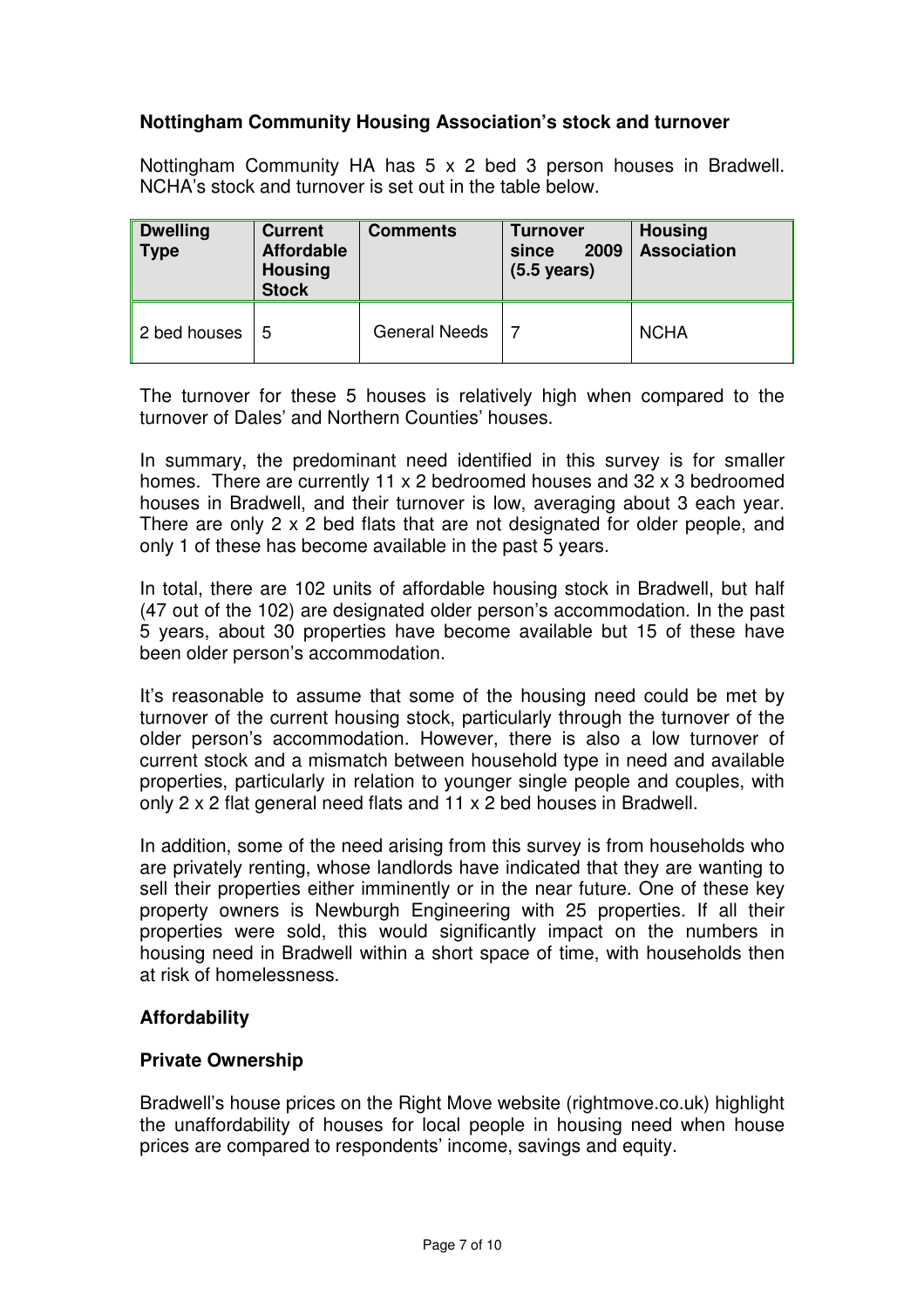### Nottingham Community Housing Association's stock and turnover

Nottingham Community HA has 5 x 2 bed 3 person houses in Bradwell. NCHA's stock and turnover is set out in the table below.

| Dwelling Type | Current Affordable Housing Stock | Comments | Turnover since 2009 (5.5 years) | Housing Association |
|---|---|---|---|---|
| 2 bed houses | 5 | General Needs | 7 | NCHA |

The turnover for these 5 houses is relatively high when compared to the turnover of Dales' and Northern Counties' houses.

In summary, the predominant need identified in this survey is for smaller homes. There are currently 11 x 2 bedroomed houses and 32 x 3 bedroomed houses in Bradwell, and their turnover is low, averaging about 3 each year. There are only 2 x 2 bed flats that are not designated for older people, and only 1 of these has become available in the past 5 years.

In total, there are 102 units of affordable housing stock in Bradwell, but half (47 out of the 102) are designated older person's accommodation. In the past 5 years, about 30 properties have become available but 15 of these have been older person's accommodation.

It's reasonable to assume that some of the housing need could be met by turnover of the current housing stock, particularly through the turnover of the older person's accommodation. However, there is also a low turnover of current stock and a mismatch between household type in need and available properties, particularly in relation to younger single people and couples, with only 2 x 2 flat general need flats and 11 x 2 bed houses in Bradwell.

In addition, some of the need arising from this survey is from households who are privately renting, whose landlords have indicated that they are wanting to sell their properties either imminently or in the near future. One of these key property owners is Newburgh Engineering with 25 properties. If all their properties were sold, this would significantly impact on the numbers in housing need in Bradwell within a short space of time, with households then at risk of homelessness.

### Affordability

### Private Ownership

Bradwell's house prices on the Right Move website (rightmove.co.uk) highlight the unaffordability of houses for local people in housing need when house prices are compared to respondents' income, savings and equity.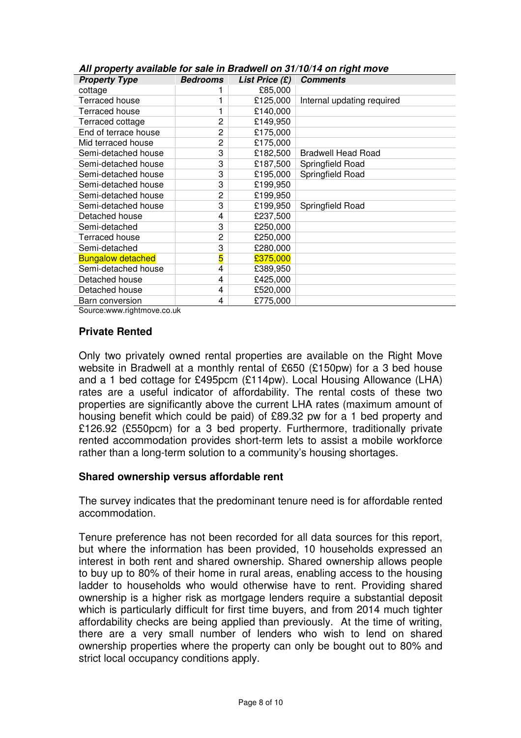***All property available for sale in Bradwell on 31/10/14 on right move***

| *Property Type* | *Bedrooms* | *List Price (£)* | *Comments* |
|---|---|---|---|
| cottage | 1 | £85,000 | |
| Terraced house | 1 | £125,000 | Internal updating required |
| Terraced house | 1 | £140,000 | |
| Terraced cottage | 2 | £149,950 | |
| End of terrace house | 2 | £175,000 | |
| Mid terraced house | 2 | £175,000 | |
| Semi-detached house | 3 | £182,500 | Bradwell Head Road |
| Semi-detached house | 3 | £187,500 | Springfield Road |
| Semi-detached house | 3 | £195,000 | Springfield Road |
| Semi-detached house | 3 | £199,950 | |
| Semi-detached house | 2 | £199,950 | |
| Semi-detached house | 3 | £199,950 | Springfield Road |
| Detached house | 4 | £237,500 | |
| Semi-detached | 3 | £250,000 | |
| Terraced house | 2 | £250,000 | |
| Semi-detached | 3 | £280,000 | |
| Bungalow detached | 5 | £375,000 | |
| Semi-detached house | 4 | £389,950 | |
| Detached house | 4 | £425,000 | |
| Detached house | 4 | £520,000 | |
| Barn conversion | 4 | £775,000 | |

Source:www.rightmove.co.uk

## Private Rented

Only two privately owned rental properties are available on the Right Move website in Bradwell at a monthly rental of £650 (£150pw) for a 3 bed house and a 1 bed cottage for £495pcm (£114pw). Local Housing Allowance (LHA) rates are a useful indicator of affordability. The rental costs of these two properties are significantly above the current LHA rates (maximum amount of housing benefit which could be paid) of £89.32 pw for a 1 bed property and £126.92 (£550pcm) for a 3 bed property. Furthermore, traditionally private rented accommodation provides short-term lets to assist a mobile workforce rather than a long-term solution to a community's housing shortages.

## Shared ownership versus affordable rent

The survey indicates that the predominant tenure need is for affordable rented accommodation.

Tenure preference has not been recorded for all data sources for this report, but where the information has been provided, 10 households expressed an interest in both rent and shared ownership. Shared ownership allows people to buy up to 80% of their home in rural areas, enabling access to the housing ladder to households who would otherwise have to rent. Providing shared ownership is a higher risk as mortgage lenders require a substantial deposit which is particularly difficult for first time buyers, and from 2014 much tighter affordability checks are being applied than previously. At the time of writing, there are a very small number of lenders who wish to lend on shared ownership properties where the property can only be bought out to 80% and strict local occupancy conditions apply.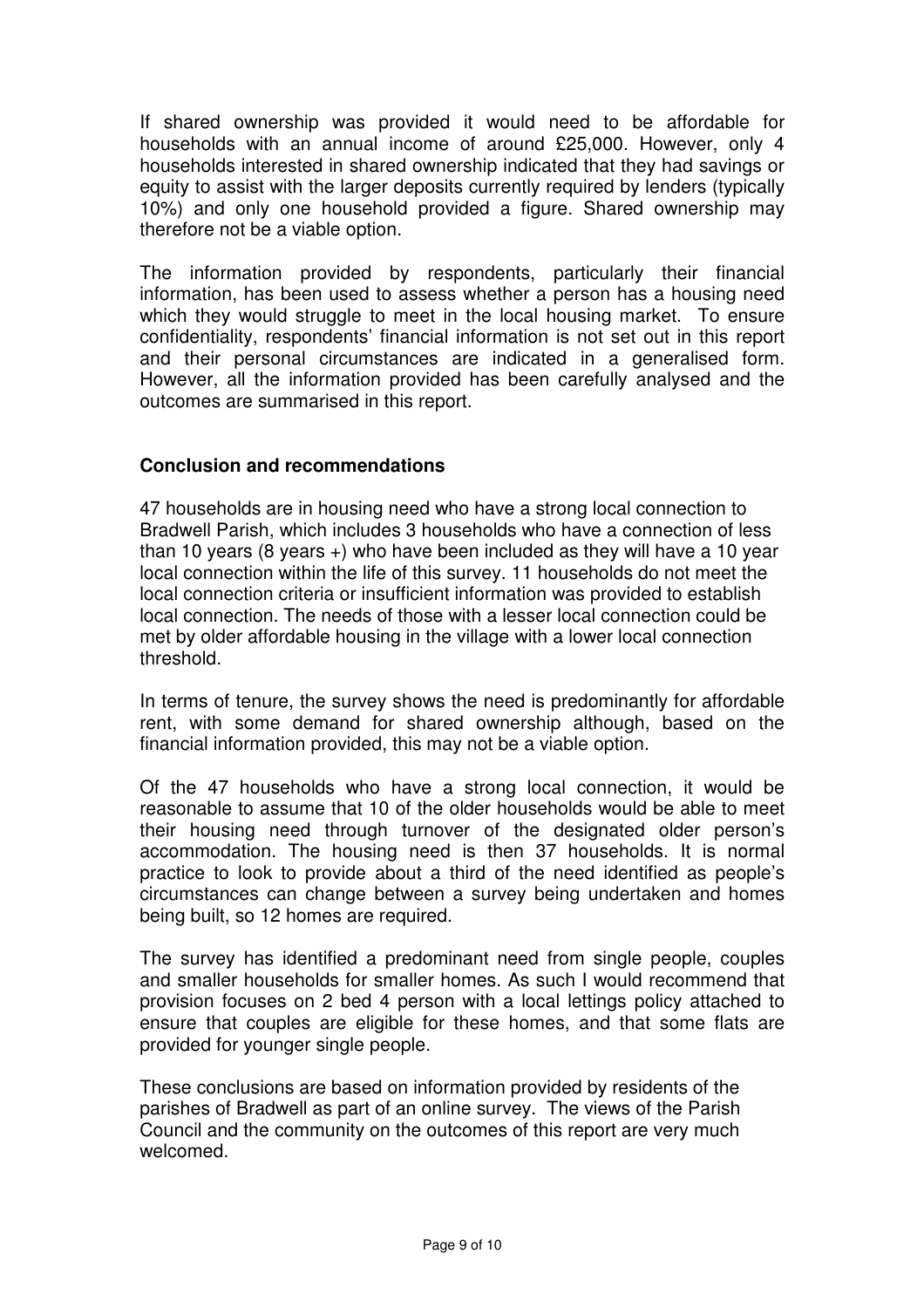If shared ownership was provided it would need to be affordable for households with an annual income of around £25,000. However, only 4 households interested in shared ownership indicated that they had savings or equity to assist with the larger deposits currently required by lenders (typically 10%) and only one household provided a figure. Shared ownership may therefore not be a viable option.

The information provided by respondents, particularly their financial information, has been used to assess whether a person has a housing need which they would struggle to meet in the local housing market. To ensure confidentiality, respondents' financial information is not set out in this report and their personal circumstances are indicated in a generalised form. However, all the information provided has been carefully analysed and the outcomes are summarised in this report.

**Conclusion and recommendations**

47 households are in housing need who have a strong local connection to Bradwell Parish, which includes 3 households who have a connection of less than 10 years (8 years +) who have been included as they will have a 10 year local connection within the life of this survey. 11 households do not meet the local connection criteria or insufficient information was provided to establish local connection. The needs of those with a lesser local connection could be met by older affordable housing in the village with a lower local connection threshold.

In terms of tenure, the survey shows the need is predominantly for affordable rent, with some demand for shared ownership although, based on the financial information provided, this may not be a viable option.

Of the 47 households who have a strong local connection, it would be reasonable to assume that 10 of the older households would be able to meet their housing need through turnover of the designated older person's accommodation. The housing need is then 37 households. It is normal practice to look to provide about a third of the need identified as people's circumstances can change between a survey being undertaken and homes being built, so 12 homes are required.

The survey has identified a predominant need from single people, couples and smaller households for smaller homes. As such I would recommend that provision focuses on 2 bed 4 person with a local lettings policy attached to ensure that couples are eligible for these homes, and that some flats are provided for younger single people.

These conclusions are based on information provided by residents of the parishes of Bradwell as part of an online survey. The views of the Parish Council and the community on the outcomes of this report are very much welcomed.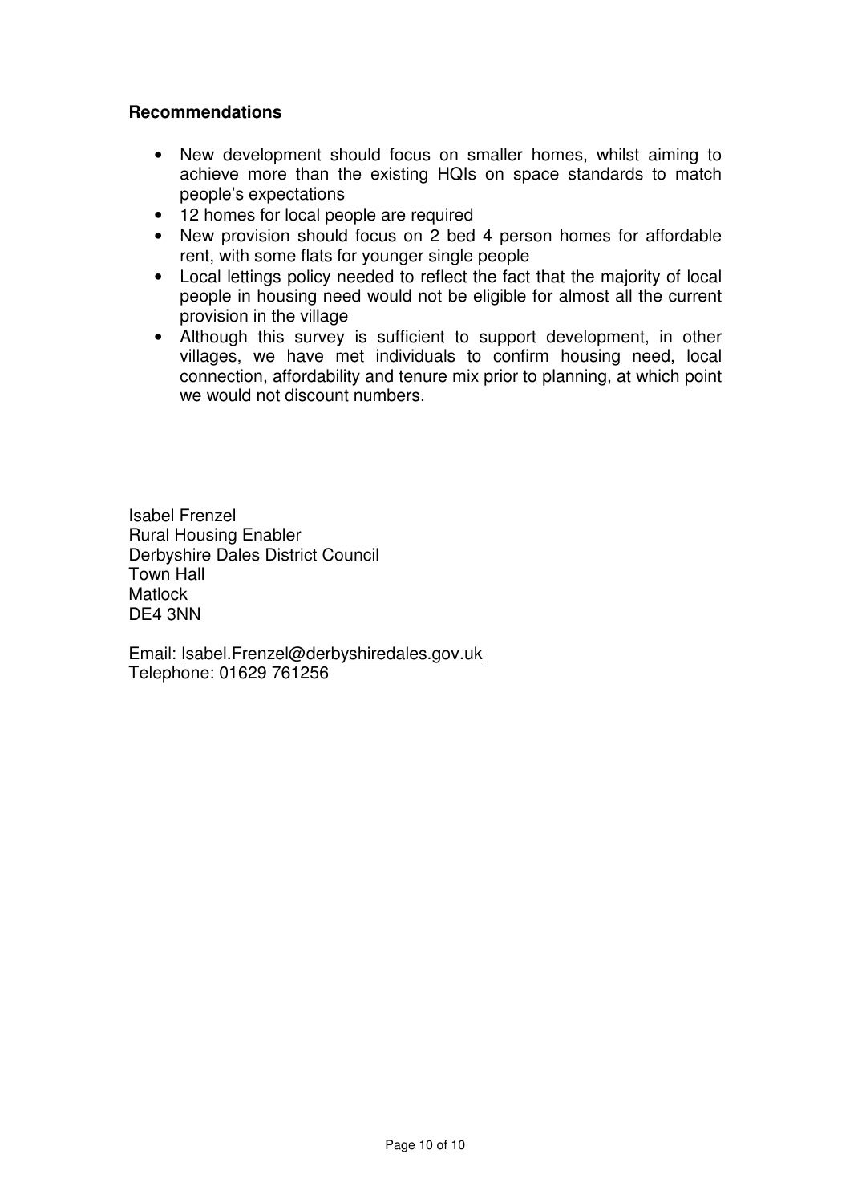**Recommendations**

- New development should focus on smaller homes, whilst aiming to achieve more than the existing HQIs on space standards to match people's expectations
- 12 homes for local people are required
- New provision should focus on 2 bed 4 person homes for affordable rent, with some flats for younger single people
- Local lettings policy needed to reflect the fact that the majority of local people in housing need would not be eligible for almost all the current provision in the village
- Although this survey is sufficient to support development, in other villages, we have met individuals to confirm housing need, local connection, affordability and tenure mix prior to planning, at which point we would not discount numbers.

Isabel Frenzel
Rural Housing Enabler
Derbyshire Dales District Council
Town Hall
Matlock
DE4 3NN

Email: Isabel.Frenzel@derbyshiredales.gov.uk
Telephone: 01629 761256